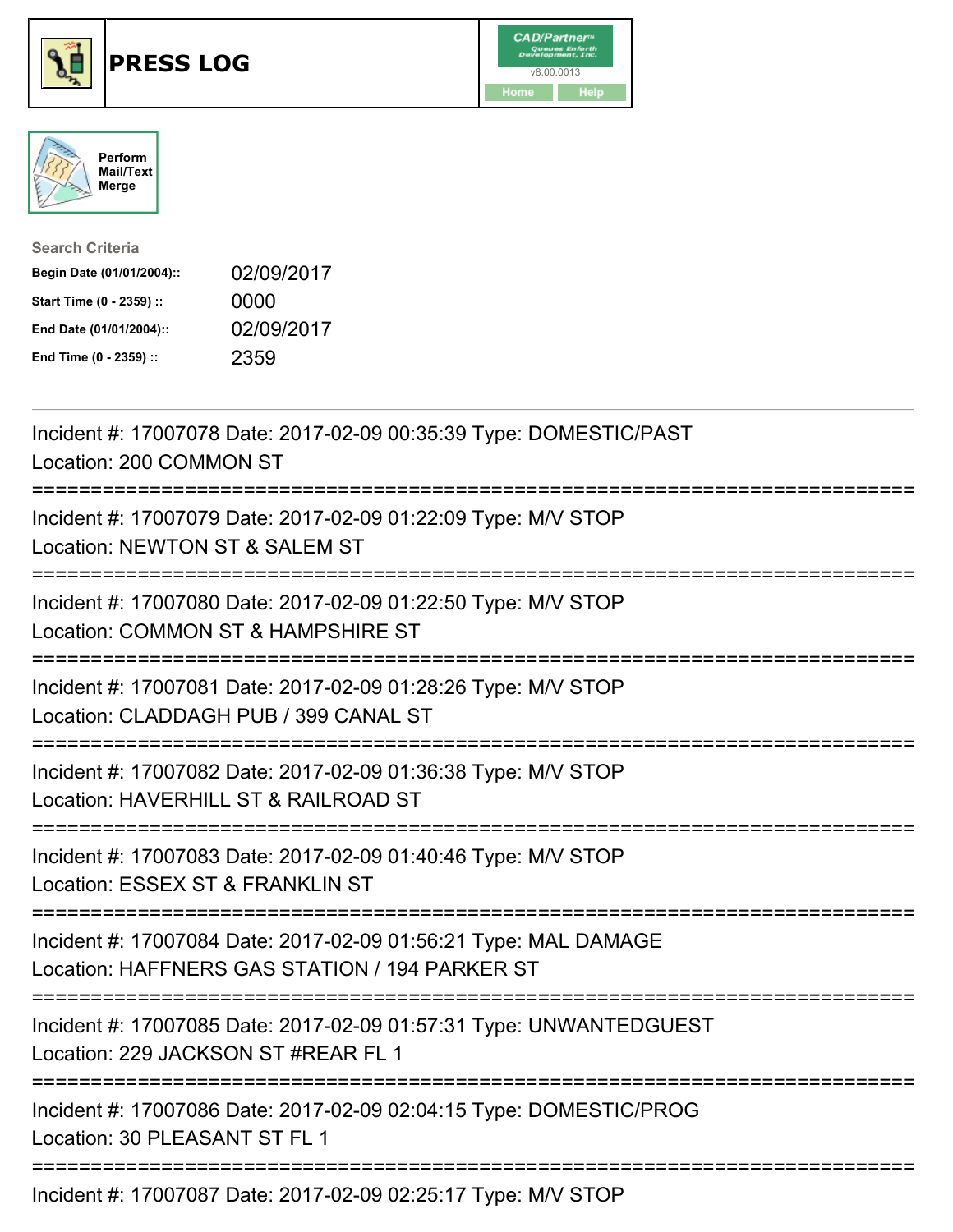# PRESS LOG

Perform Mail/Text Merge

**Search Criteria**

| | |
|---|---|
| **Begin Date (01/01/2004)::** | 02/09/2017 |
| **Start Time (0 - 2359) ::** | 0000 |
| **End Date (01/01/2004)::** | 02/09/2017 |
| **End Time (0 - 2359) ::** | 2359 |

Incident #: 17007078 Date: 2017-02-09 00:35:39 Type: DOMESTIC/PAST
Location: 200 COMMON ST

===========================================================================

Incident #: 17007079 Date: 2017-02-09 01:22:09 Type: M/V STOP
Location: NEWTON ST & SALEM ST

===========================================================================

Incident #: 17007080 Date: 2017-02-09 01:22:50 Type: M/V STOP
Location: COMMON ST & HAMPSHIRE ST

===========================================================================

Incident #: 17007081 Date: 2017-02-09 01:28:26 Type: M/V STOP
Location: CLADDAGH PUB / 399 CANAL ST

===========================================================================

Incident #: 17007082 Date: 2017-02-09 01:36:38 Type: M/V STOP
Location: HAVERHILL ST & RAILROAD ST

===========================================================================

Incident #: 17007083 Date: 2017-02-09 01:40:46 Type: M/V STOP
Location: ESSEX ST & FRANKLIN ST

===========================================================================

Incident #: 17007084 Date: 2017-02-09 01:56:21 Type: MAL DAMAGE
Location: HAFFNERS GAS STATION / 194 PARKER ST

===========================================================================

Incident #: 17007085 Date: 2017-02-09 01:57:31 Type: UNWANTEDGUEST
Location: 229 JACKSON ST #REAR FL 1

===========================================================================

Incident #: 17007086 Date: 2017-02-09 02:04:15 Type: DOMESTIC/PROG
Location: 30 PLEASANT ST FL 1

===========================================================================

Incident #: 17007087 Date: 2017-02-09 02:25:17 Type: M/V STOP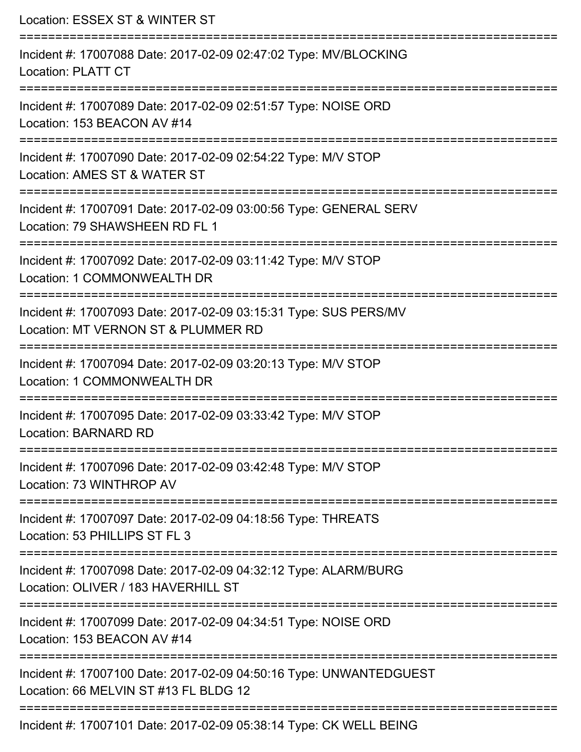Location: ESSEX ST & WINTER ST

===========================================================================

Incident #: 17007088 Date: 2017-02-09 02:47:02 Type: MV/BLOCKING

Location: PLATT CT

===========================================================================

Incident #: 17007089 Date: 2017-02-09 02:51:57 Type: NOISE ORD

Location: 153 BEACON AV #14

===========================================================================

Incident #: 17007090 Date: 2017-02-09 02:54:22 Type: M/V STOP

Location: AMES ST & WATER ST

===========================================================================

Incident #: 17007091 Date: 2017-02-09 03:00:56 Type: GENERAL SERV

Location: 79 SHAWSHEEN RD FL 1

===========================================================================

Incident #: 17007092 Date: 2017-02-09 03:11:42 Type: M/V STOP

Location: 1 COMMONWEALTH DR

===========================================================================

Incident #: 17007093 Date: 2017-02-09 03:15:31 Type: SUS PERS/MV

Location: MT VERNON ST & PLUMMER RD

===========================================================================

Incident #: 17007094 Date: 2017-02-09 03:20:13 Type: M/V STOP

Location: 1 COMMONWEALTH DR

===========================================================================

Incident #: 17007095 Date: 2017-02-09 03:33:42 Type: M/V STOP

Location: BARNARD RD

===========================================================================

Incident #: 17007096 Date: 2017-02-09 03:42:48 Type: M/V STOP

Location: 73 WINTHROP AV

===========================================================================

Incident #: 17007097 Date: 2017-02-09 04:18:56 Type: THREATS

Location: 53 PHILLIPS ST FL 3

===========================================================================

Incident #: 17007098 Date: 2017-02-09 04:32:12 Type: ALARM/BURG

Location: OLIVER / 183 HAVERHILL ST

===========================================================================

Incident #: 17007099 Date: 2017-02-09 04:34:51 Type: NOISE ORD

Location: 153 BEACON AV #14

===========================================================================

Incident #: 17007100 Date: 2017-02-09 04:50:16 Type: UNWANTEDGUEST

Location: 66 MELVIN ST #13 FL BLDG 12

===========================================================================

Incident #: 17007101 Date: 2017-02-09 05:38:14 Type: CK WELL BEING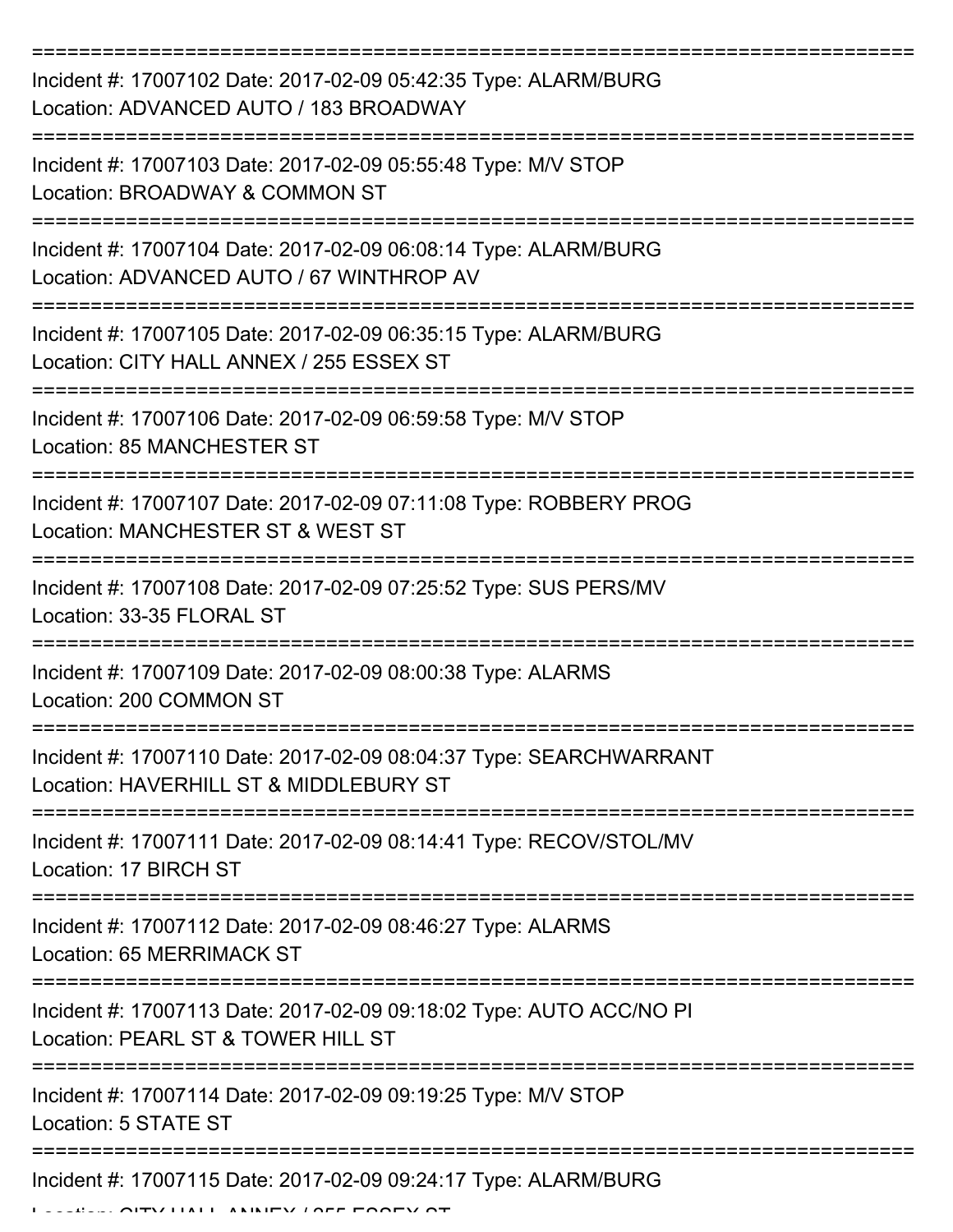===========================================================================

Incident #: 17007102 Date: 2017-02-09 05:42:35 Type: ALARM/BURG
Location: ADVANCED AUTO / 183 BROADWAY

===========================================================================

Incident #: 17007103 Date: 2017-02-09 05:55:48 Type: M/V STOP
Location: BROADWAY & COMMON ST

===========================================================================

Incident #: 17007104 Date: 2017-02-09 06:08:14 Type: ALARM/BURG
Location: ADVANCED AUTO / 67 WINTHROP AV

===========================================================================

Incident #: 17007105 Date: 2017-02-09 06:35:15 Type: ALARM/BURG
Location: CITY HALL ANNEX / 255 ESSEX ST

===========================================================================

Incident #: 17007106 Date: 2017-02-09 06:59:58 Type: M/V STOP
Location: 85 MANCHESTER ST

===========================================================================

Incident #: 17007107 Date: 2017-02-09 07:11:08 Type: ROBBERY PROG
Location: MANCHESTER ST & WEST ST

===========================================================================

Incident #: 17007108 Date: 2017-02-09 07:25:52 Type: SUS PERS/MV
Location: 33-35 FLORAL ST

===========================================================================

Incident #: 17007109 Date: 2017-02-09 08:00:38 Type: ALARMS
Location: 200 COMMON ST

===========================================================================

Incident #: 17007110 Date: 2017-02-09 08:04:37 Type: SEARCHWARRANT
Location: HAVERHILL ST & MIDDLEBURY ST

===========================================================================

Incident #: 17007111 Date: 2017-02-09 08:14:41 Type: RECOV/STOL/MV
Location: 17 BIRCH ST

===========================================================================

Incident #: 17007112 Date: 2017-02-09 08:46:27 Type: ALARMS
Location: 65 MERRIMACK ST

===========================================================================

Incident #: 17007113 Date: 2017-02-09 09:18:02 Type: AUTO ACC/NO PI
Location: PEARL ST & TOWER HILL ST

===========================================================================

Incident #: 17007114 Date: 2017-02-09 09:19:25 Type: M/V STOP
Location: 5 STATE ST

===========================================================================

Incident #: 17007115 Date: 2017-02-09 09:24:17 Type: ALARM/BURG
Location: CITY HALL ANNEX / 255 ESSEX ST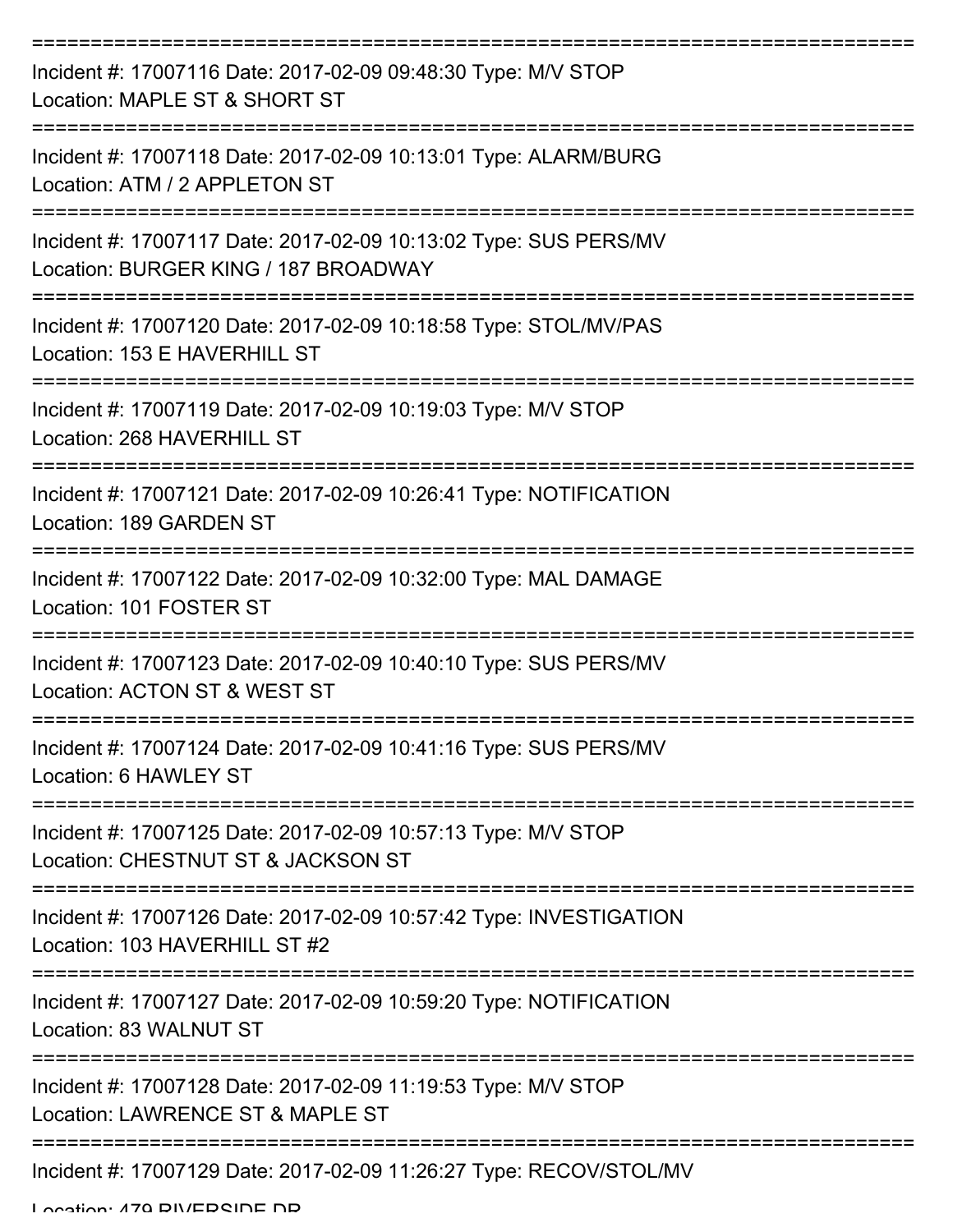===========================================================================
Incident #: 17007116 Date: 2017-02-09 09:48:30 Type: M/V STOP
Location: MAPLE ST & SHORT ST
===========================================================================
Incident #: 17007118 Date: 2017-02-09 10:13:01 Type: ALARM/BURG
Location: ATM / 2 APPLETON ST
===========================================================================
Incident #: 17007117 Date: 2017-02-09 10:13:02 Type: SUS PERS/MV
Location: BURGER KING / 187 BROADWAY
===========================================================================
Incident #: 17007120 Date: 2017-02-09 10:18:58 Type: STOL/MV/PAS
Location: 153 E HAVERHILL ST
===========================================================================
Incident #: 17007119 Date: 2017-02-09 10:19:03 Type: M/V STOP
Location: 268 HAVERHILL ST
===========================================================================
Incident #: 17007121 Date: 2017-02-09 10:26:41 Type: NOTIFICATION
Location: 189 GARDEN ST
===========================================================================
Incident #: 17007122 Date: 2017-02-09 10:32:00 Type: MAL DAMAGE
Location: 101 FOSTER ST
===========================================================================
Incident #: 17007123 Date: 2017-02-09 10:40:10 Type: SUS PERS/MV
Location: ACTON ST & WEST ST
===========================================================================
Incident #: 17007124 Date: 2017-02-09 10:41:16 Type: SUS PERS/MV
Location: 6 HAWLEY ST
===========================================================================
Incident #: 17007125 Date: 2017-02-09 10:57:13 Type: M/V STOP
Location: CHESTNUT ST & JACKSON ST
===========================================================================
Incident #: 17007126 Date: 2017-02-09 10:57:42 Type: INVESTIGATION
Location: 103 HAVERHILL ST #2
===========================================================================
Incident #: 17007127 Date: 2017-02-09 10:59:20 Type: NOTIFICATION
Location: 83 WALNUT ST
===========================================================================
Incident #: 17007128 Date: 2017-02-09 11:19:53 Type: M/V STOP
Location: LAWRENCE ST & MAPLE ST
===========================================================================
Incident #: 17007129 Date: 2017-02-09 11:26:27 Type: RECOV/STOL/MV
Location: 479 RIVERSIDE DR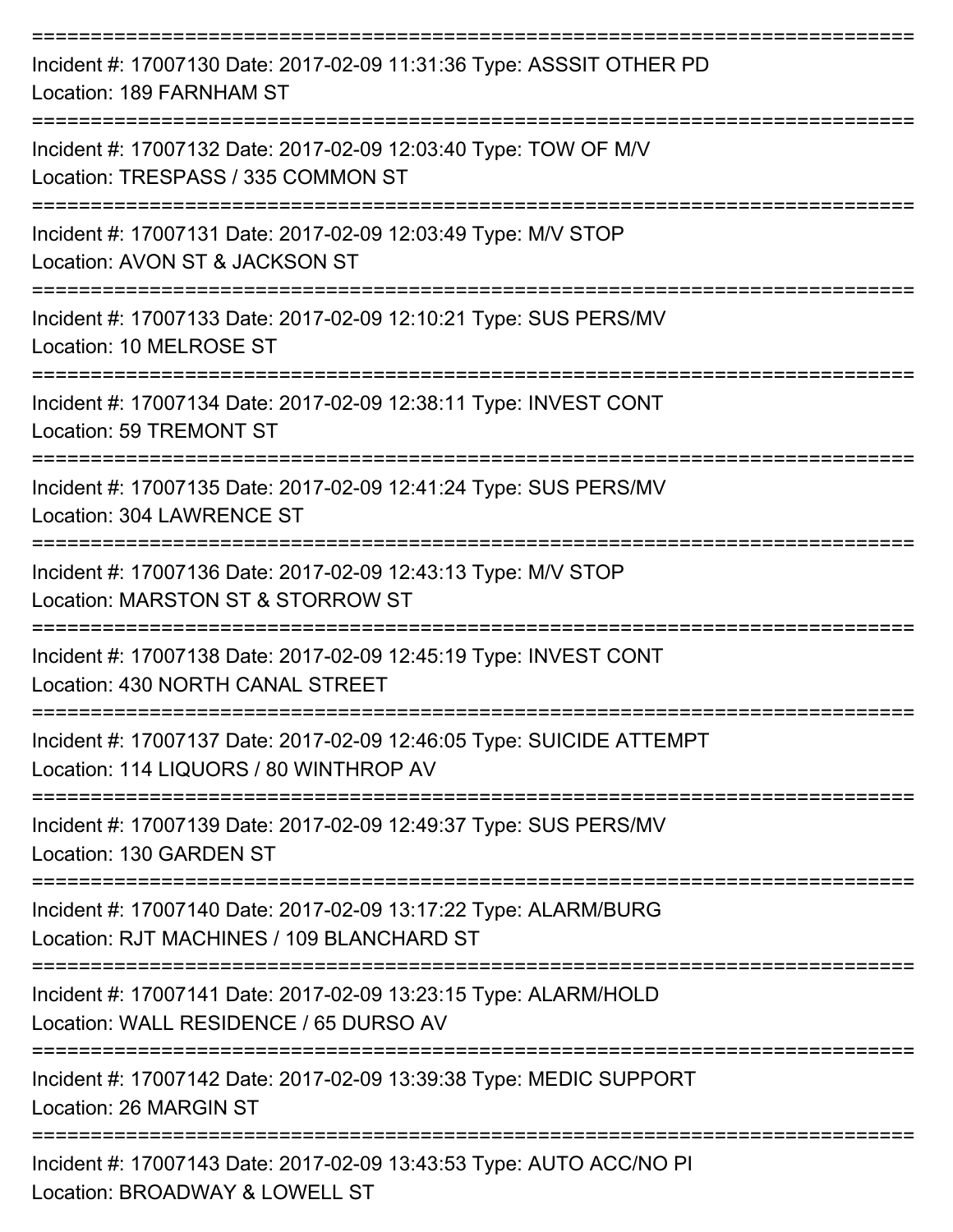===========================================================================

Incident #: 17007130 Date: 2017-02-09 11:31:36 Type: ASSSIT OTHER PD
Location: 189 FARNHAM ST

===========================================================================

Incident #: 17007132 Date: 2017-02-09 12:03:40 Type: TOW OF M/V
Location: TRESPASS / 335 COMMON ST

===========================================================================

Incident #: 17007131 Date: 2017-02-09 12:03:49 Type: M/V STOP
Location: AVON ST & JACKSON ST

===========================================================================

Incident #: 17007133 Date: 2017-02-09 12:10:21 Type: SUS PERS/MV
Location: 10 MELROSE ST

===========================================================================

Incident #: 17007134 Date: 2017-02-09 12:38:11 Type: INVEST CONT
Location: 59 TREMONT ST

===========================================================================

Incident #: 17007135 Date: 2017-02-09 12:41:24 Type: SUS PERS/MV
Location: 304 LAWRENCE ST

===========================================================================

Incident #: 17007136 Date: 2017-02-09 12:43:13 Type: M/V STOP
Location: MARSTON ST & STORROW ST

===========================================================================

Incident #: 17007138 Date: 2017-02-09 12:45:19 Type: INVEST CONT
Location: 430 NORTH CANAL STREET

===========================================================================

Incident #: 17007137 Date: 2017-02-09 12:46:05 Type: SUICIDE ATTEMPT
Location: 114 LIQUORS / 80 WINTHROP AV

===========================================================================

Incident #: 17007139 Date: 2017-02-09 12:49:37 Type: SUS PERS/MV
Location: 130 GARDEN ST

===========================================================================

Incident #: 17007140 Date: 2017-02-09 13:17:22 Type: ALARM/BURG
Location: RJT MACHINES / 109 BLANCHARD ST

===========================================================================

Incident #: 17007141 Date: 2017-02-09 13:23:15 Type: ALARM/HOLD
Location: WALL RESIDENCE / 65 DURSO AV

===========================================================================

Incident #: 17007142 Date: 2017-02-09 13:39:38 Type: MEDIC SUPPORT
Location: 26 MARGIN ST

===========================================================================

Incident #: 17007143 Date: 2017-02-09 13:43:53 Type: AUTO ACC/NO PI
Location: BROADWAY & LOWELL ST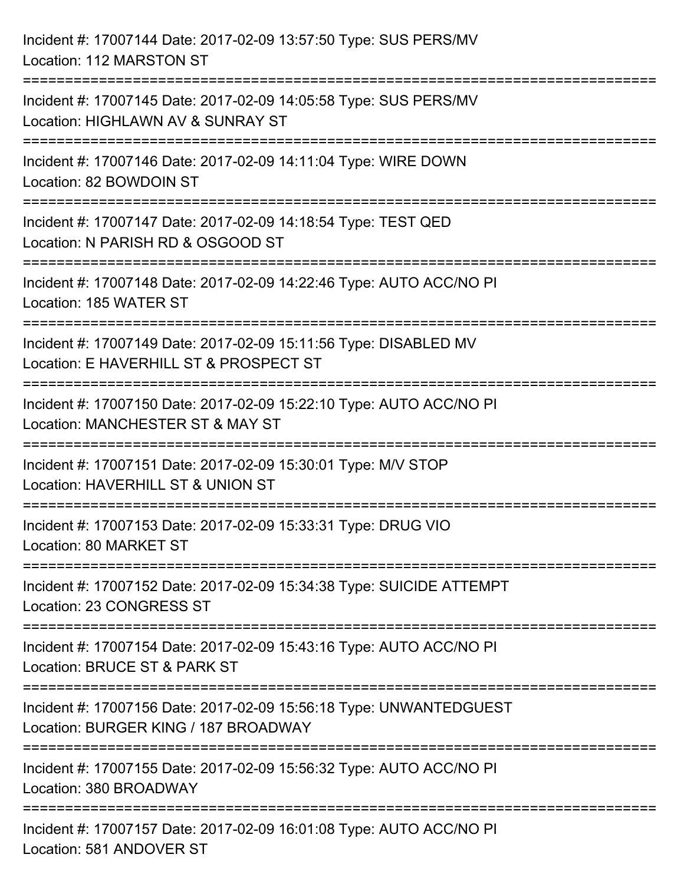Incident #: 17007144 Date: 2017-02-09 13:57:50 Type: SUS PERS/MV
Location: 112 MARSTON ST

===========================================================================

Incident #: 17007145 Date: 2017-02-09 14:05:58 Type: SUS PERS/MV
Location: HIGHLAWN AV & SUNRAY ST

===========================================================================

Incident #: 17007146 Date: 2017-02-09 14:11:04 Type: WIRE DOWN
Location: 82 BOWDOIN ST

===========================================================================

Incident #: 17007147 Date: 2017-02-09 14:18:54 Type: TEST QED
Location: N PARISH RD & OSGOOD ST

===========================================================================

Incident #: 17007148 Date: 2017-02-09 14:22:46 Type: AUTO ACC/NO PI
Location: 185 WATER ST

===========================================================================

Incident #: 17007149 Date: 2017-02-09 15:11:56 Type: DISABLED MV
Location: E HAVERHILL ST & PROSPECT ST

===========================================================================

Incident #: 17007150 Date: 2017-02-09 15:22:10 Type: AUTO ACC/NO PI
Location: MANCHESTER ST & MAY ST

===========================================================================

Incident #: 17007151 Date: 2017-02-09 15:30:01 Type: M/V STOP
Location: HAVERHILL ST & UNION ST

===========================================================================

Incident #: 17007153 Date: 2017-02-09 15:33:31 Type: DRUG VIO
Location: 80 MARKET ST

===========================================================================

Incident #: 17007152 Date: 2017-02-09 15:34:38 Type: SUICIDE ATTEMPT
Location: 23 CONGRESS ST

===========================================================================

Incident #: 17007154 Date: 2017-02-09 15:43:16 Type: AUTO ACC/NO PI
Location: BRUCE ST & PARK ST

===========================================================================

Incident #: 17007156 Date: 2017-02-09 15:56:18 Type: UNWANTEDGUEST
Location: BURGER KING / 187 BROADWAY

===========================================================================

Incident #: 17007155 Date: 2017-02-09 15:56:32 Type: AUTO ACC/NO PI
Location: 380 BROADWAY

===========================================================================

Incident #: 17007157 Date: 2017-02-09 16:01:08 Type: AUTO ACC/NO PI
Location: 581 ANDOVER ST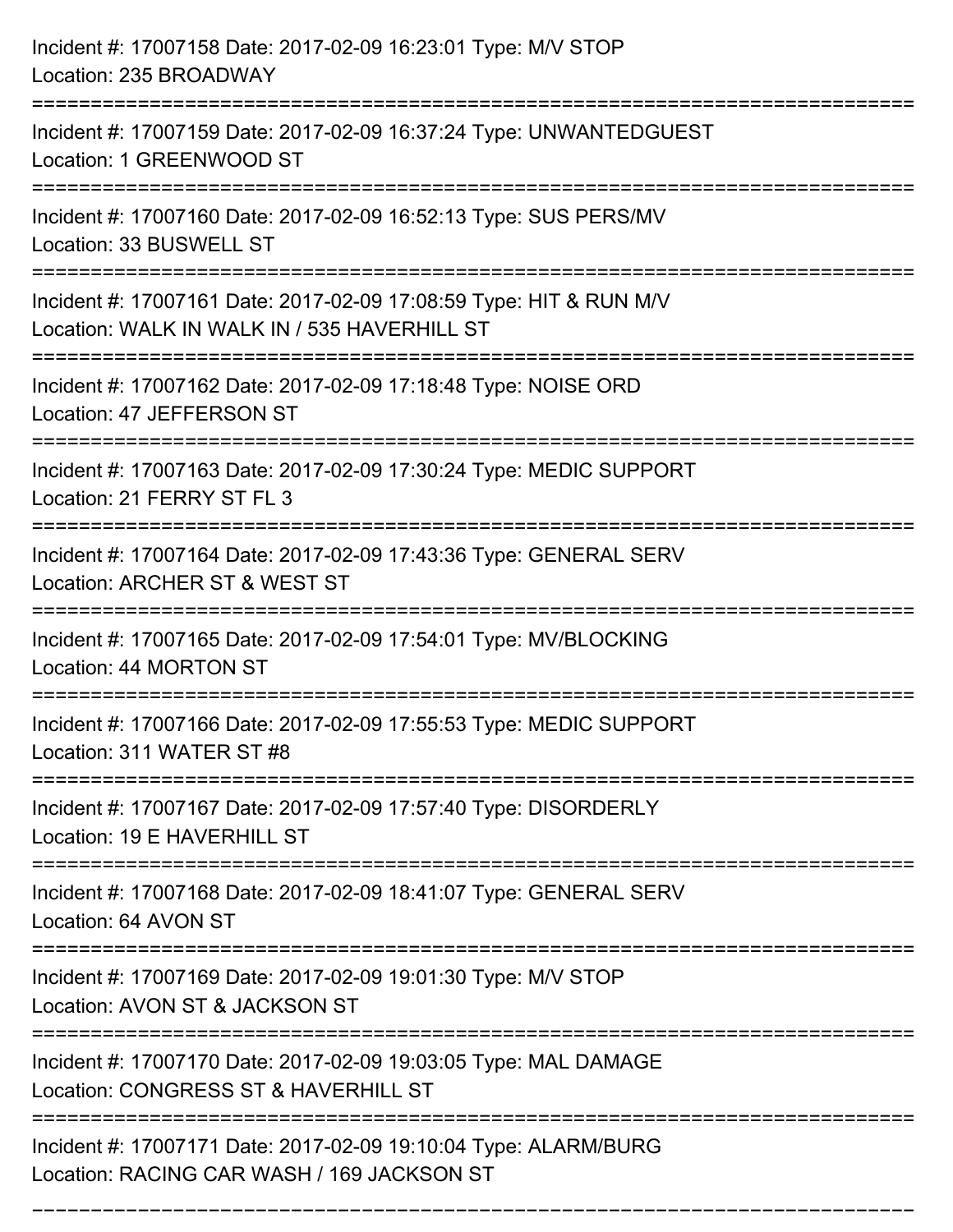Incident #: 17007158 Date: 2017-02-09 16:23:01 Type: M/V STOP
Location: 235 BROADWAY

===========================================================================

Incident #: 17007159 Date: 2017-02-09 16:37:24 Type: UNWANTEDGUEST
Location: 1 GREENWOOD ST

===========================================================================

Incident #: 17007160 Date: 2017-02-09 16:52:13 Type: SUS PERS/MV
Location: 33 BUSWELL ST

===========================================================================

Incident #: 17007161 Date: 2017-02-09 17:08:59 Type: HIT & RUN M/V
Location: WALK IN WALK IN / 535 HAVERHILL ST

===========================================================================

Incident #: 17007162 Date: 2017-02-09 17:18:48 Type: NOISE ORD
Location: 47 JEFFERSON ST

===========================================================================

Incident #: 17007163 Date: 2017-02-09 17:30:24 Type: MEDIC SUPPORT
Location: 21 FERRY ST FL 3

===========================================================================

Incident #: 17007164 Date: 2017-02-09 17:43:36 Type: GENERAL SERV
Location: ARCHER ST & WEST ST

===========================================================================

Incident #: 17007165 Date: 2017-02-09 17:54:01 Type: MV/BLOCKING
Location: 44 MORTON ST

===========================================================================

Incident #: 17007166 Date: 2017-02-09 17:55:53 Type: MEDIC SUPPORT
Location: 311 WATER ST #8

===========================================================================

Incident #: 17007167 Date: 2017-02-09 17:57:40 Type: DISORDERLY
Location: 19 E HAVERHILL ST

===========================================================================

Incident #: 17007168 Date: 2017-02-09 18:41:07 Type: GENERAL SERV
Location: 64 AVON ST

===========================================================================

Incident #: 17007169 Date: 2017-02-09 19:01:30 Type: M/V STOP
Location: AVON ST & JACKSON ST

===========================================================================

Incident #: 17007170 Date: 2017-02-09 19:03:05 Type: MAL DAMAGE
Location: CONGRESS ST & HAVERHILL ST

===========================================================================

Incident #: 17007171 Date: 2017-02-09 19:10:04 Type: ALARM/BURG
Location: RACING CAR WASH / 169 JACKSON ST

===========================================================================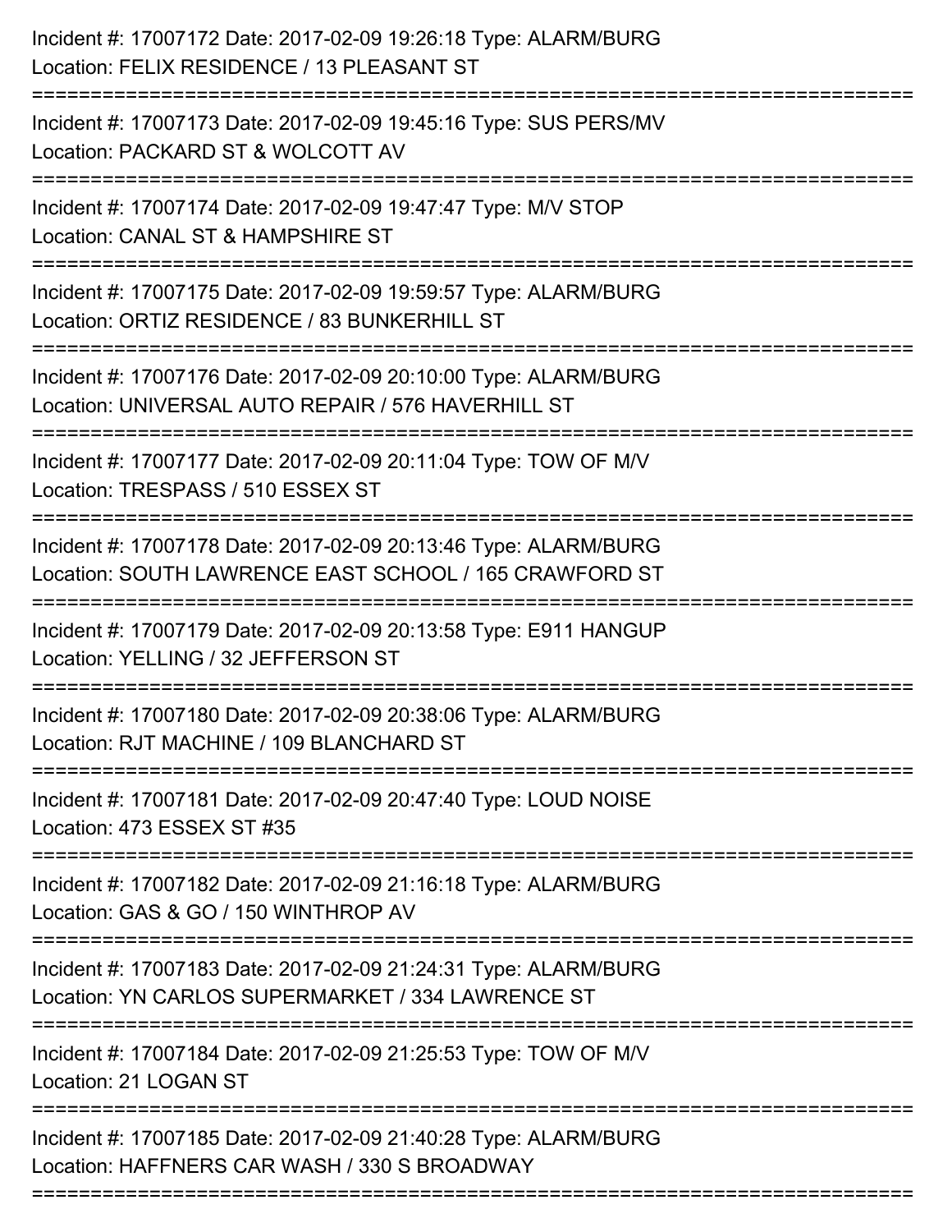Incident #: 17007172 Date: 2017-02-09 19:26:18 Type: ALARM/BURG
Location: FELIX RESIDENCE / 13 PLEASANT ST

===========================================================================

Incident #: 17007173 Date: 2017-02-09 19:45:16 Type: SUS PERS/MV
Location: PACKARD ST & WOLCOTT AV

===========================================================================

Incident #: 17007174 Date: 2017-02-09 19:47:47 Type: M/V STOP
Location: CANAL ST & HAMPSHIRE ST

===========================================================================

Incident #: 17007175 Date: 2017-02-09 19:59:57 Type: ALARM/BURG
Location: ORTIZ RESIDENCE / 83 BUNKERHILL ST

===========================================================================

Incident #: 17007176 Date: 2017-02-09 20:10:00 Type: ALARM/BURG
Location: UNIVERSAL AUTO REPAIR / 576 HAVERHILL ST

===========================================================================

Incident #: 17007177 Date: 2017-02-09 20:11:04 Type: TOW OF M/V
Location: TRESPASS / 510 ESSEX ST

===========================================================================

Incident #: 17007178 Date: 2017-02-09 20:13:46 Type: ALARM/BURG
Location: SOUTH LAWRENCE EAST SCHOOL / 165 CRAWFORD ST

===========================================================================

Incident #: 17007179 Date: 2017-02-09 20:13:58 Type: E911 HANGUP
Location: YELLING / 32 JEFFERSON ST

===========================================================================

Incident #: 17007180 Date: 2017-02-09 20:38:06 Type: ALARM/BURG
Location: RJT MACHINE / 109 BLANCHARD ST

===========================================================================

Incident #: 17007181 Date: 2017-02-09 20:47:40 Type: LOUD NOISE
Location: 473 ESSEX ST #35

===========================================================================

Incident #: 17007182 Date: 2017-02-09 21:16:18 Type: ALARM/BURG
Location: GAS & GO / 150 WINTHROP AV

===========================================================================

Incident #: 17007183 Date: 2017-02-09 21:24:31 Type: ALARM/BURG
Location: YN CARLOS SUPERMARKET / 334 LAWRENCE ST

===========================================================================

Incident #: 17007184 Date: 2017-02-09 21:25:53 Type: TOW OF M/V
Location: 21 LOGAN ST

===========================================================================

Incident #: 17007185 Date: 2017-02-09 21:40:28 Type: ALARM/BURG
Location: HAFFNERS CAR WASH / 330 S BROADWAY

===========================================================================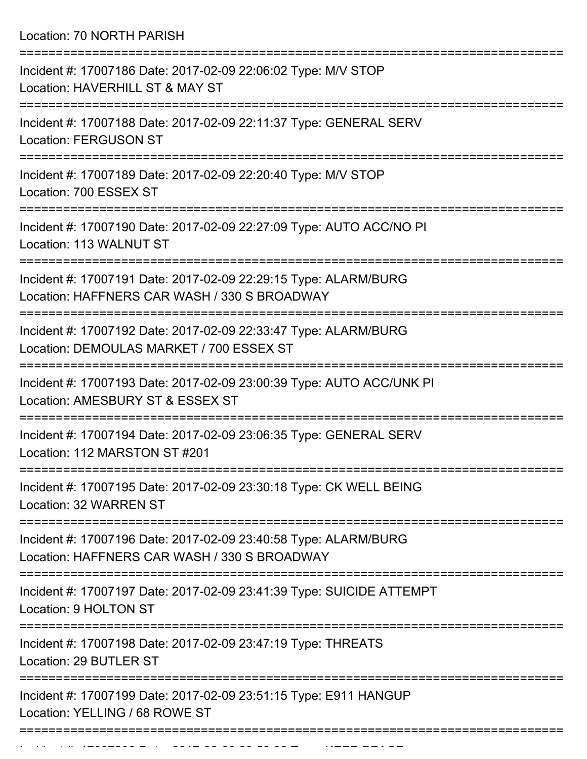Location: 70 NORTH PARISH

===========================================================================

Incident #: 17007186 Date: 2017-02-09 22:06:02 Type: M/V STOP
Location: HAVERHILL ST & MAY ST

===========================================================================

Incident #: 17007188 Date: 2017-02-09 22:11:37 Type: GENERAL SERV
Location: FERGUSON ST

===========================================================================

Incident #: 17007189 Date: 2017-02-09 22:20:40 Type: M/V STOP
Location: 700 ESSEX ST

===========================================================================

Incident #: 17007190 Date: 2017-02-09 22:27:09 Type: AUTO ACC/NO PI
Location: 113 WALNUT ST

===========================================================================

Incident #: 17007191 Date: 2017-02-09 22:29:15 Type: ALARM/BURG
Location: HAFFNERS CAR WASH / 330 S BROADWAY

===========================================================================

Incident #: 17007192 Date: 2017-02-09 22:33:47 Type: ALARM/BURG
Location: DEMOULAS MARKET / 700 ESSEX ST

===========================================================================

Incident #: 17007193 Date: 2017-02-09 23:00:39 Type: AUTO ACC/UNK PI
Location: AMESBURY ST & ESSEX ST

===========================================================================

Incident #: 17007194 Date: 2017-02-09 23:06:35 Type: GENERAL SERV
Location: 112 MARSTON ST #201

===========================================================================

Incident #: 17007195 Date: 2017-02-09 23:30:18 Type: CK WELL BEING
Location: 32 WARREN ST

===========================================================================

Incident #: 17007196 Date: 2017-02-09 23:40:58 Type: ALARM/BURG
Location: HAFFNERS CAR WASH / 330 S BROADWAY

===========================================================================

Incident #: 17007197 Date: 2017-02-09 23:41:39 Type: SUICIDE ATTEMPT
Location: 9 HOLTON ST

===========================================================================

Incident #: 17007198 Date: 2017-02-09 23:47:19 Type: THREATS
Location: 29 BUTLER ST

===========================================================================

Incident #: 17007199 Date: 2017-02-09 23:51:15 Type: E911 HANGUP
Location: YELLING / 68 ROWE ST

===========================================================================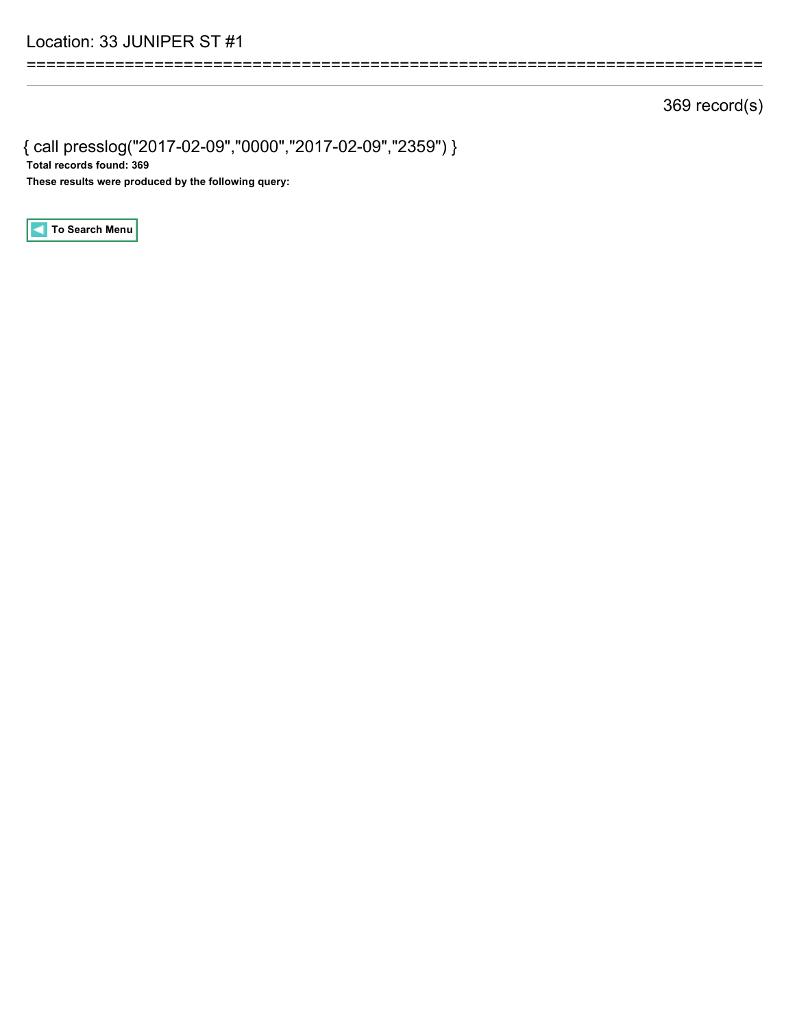Location: 33 JUNIPER ST #1

===========================================================================

369 record(s)

{ call presslog("2017-02-09","0000","2017-02-09","2359") }

**Total records found: 369**

**These results were produced by the following query:**

**To Search Menu**